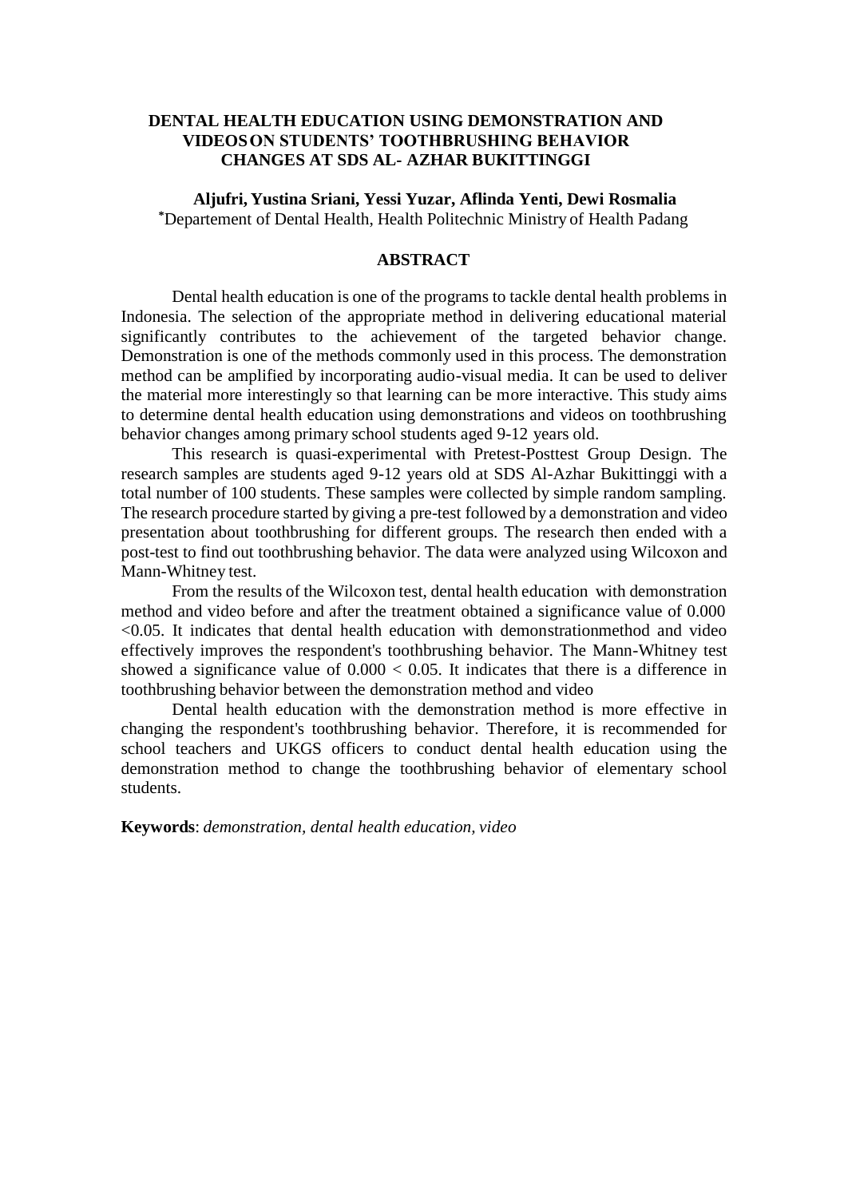# DENTAL HEALTH EDUCATION USING DEMONSTRATION AND VIDEOS ON STUDENTS' TOOTHBRUSHING BEHAVIOR CHANGES AT SDS AL- AZHAR BUKITTINGGI

**Aljufri, Yustina Sriani, Yessi Yuzar, Aflinda Yenti, Dewi Rosmalia**

[*]Departement of Dental Health, Health Politechnic Ministry of Health Padang

## ABSTRACT

Dental health education is one of the programs to tackle dental health problems in Indonesia. The selection of the appropriate method in delivering educational material significantly contributes to the achievement of the targeted behavior change. Demonstration is one of the methods commonly used in this process. The demonstration method can be amplified by incorporating audio-visual media. It can be used to deliver the material more interestingly so that learning can be more interactive. This study aims to determine dental health education using demonstrations and videos on toothbrushing behavior changes among primary school students aged 9-12 years old.

This research is quasi-experimental with Pretest-Posttest Group Design. The research samples are students aged 9-12 years old at SDS Al-Azhar Bukittinggi with a total number of 100 students. These samples were collected by simple random sampling. The research procedure started by giving a pre-test followed by a demonstration and video presentation about toothbrushing for different groups. The research then ended with a post-test to find out toothbrushing behavior. The data were analyzed using Wilcoxon and Mann-Whitney test.

From the results of the Wilcoxon test, dental health education with demonstration method and video before and after the treatment obtained a significance value of 0.000 <0.05. It indicates that dental health education with demonstrationmethod and video effectively improves the respondent's toothbrushing behavior. The Mann-Whitney test showed a significance value of 0.000 < 0.05. It indicates that there is a difference in toothbrushing behavior between the demonstration method and video

Dental health education with the demonstration method is more effective in changing the respondent's toothbrushing behavior. Therefore, it is recommended for school teachers and UKGS officers to conduct dental health education using the demonstration method to change the toothbrushing behavior of elementary school students.

**Keywords**: *demonstration, dental health education, video*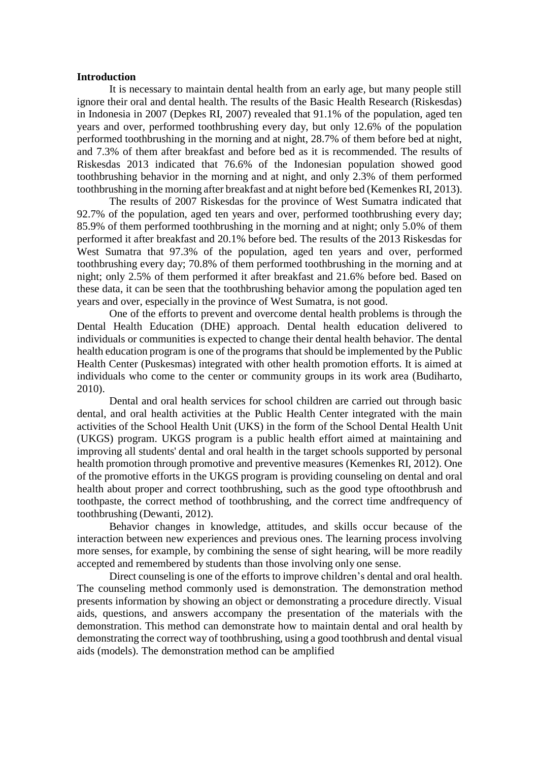**Introduction**

It is necessary to maintain dental health from an early age, but many people still ignore their oral and dental health. The results of the Basic Health Research (Riskesdas) in Indonesia in 2007 (Depkes RI, 2007) revealed that 91.1% of the population, aged ten years and over, performed toothbrushing every day, but only 12.6% of the population performed toothbrushing in the morning and at night, 28.7% of them before bed at night, and 7.3% of them after breakfast and before bed as it is recommended. The results of Riskesdas 2013 indicated that 76.6% of the Indonesian population showed good toothbrushing behavior in the morning and at night, and only 2.3% of them performed toothbrushing in the morning after breakfast and at night before bed (Kemenkes RI, 2013).

The results of 2007 Riskesdas for the province of West Sumatra indicated that 92.7% of the population, aged ten years and over, performed toothbrushing every day; 85.9% of them performed toothbrushing in the morning and at night; only 5.0% of them performed it after breakfast and 20.1% before bed. The results of the 2013 Riskesdas for West Sumatra that 97.3% of the population, aged ten years and over, performed toothbrushing every day; 70.8% of them performed toothbrushing in the morning and at night; only 2.5% of them performed it after breakfast and 21.6% before bed. Based on these data, it can be seen that the toothbrushing behavior among the population aged ten years and over, especially in the province of West Sumatra, is not good.

One of the efforts to prevent and overcome dental health problems is through the Dental Health Education (DHE) approach. Dental health education delivered to individuals or communities is expected to change their dental health behavior. The dental health education program is one of the programs that should be implemented by the Public Health Center (Puskesmas) integrated with other health promotion efforts. It is aimed at individuals who come to the center or community groups in its work area (Budiharto, 2010).

Dental and oral health services for school children are carried out through basic dental, and oral health activities at the Public Health Center integrated with the main activities of the School Health Unit (UKS) in the form of the School Dental Health Unit (UKGS) program. UKGS program is a public health effort aimed at maintaining and improving all students' dental and oral health in the target schools supported by personal health promotion through promotive and preventive measures (Kemenkes RI, 2012). One of the promotive efforts in the UKGS program is providing counseling on dental and oral health about proper and correct toothbrushing, such as the good type oftoothbrush and toothpaste, the correct method of toothbrushing, and the correct time andfrequency of toothbrushing (Dewanti, 2012).

Behavior changes in knowledge, attitudes, and skills occur because of the interaction between new experiences and previous ones. The learning process involving more senses, for example, by combining the sense of sight hearing, will be more readily accepted and remembered by students than those involving only one sense.

Direct counseling is one of the efforts to improve children's dental and oral health. The counseling method commonly used is demonstration. The demonstration method presents information by showing an object or demonstrating a procedure directly. Visual aids, questions, and answers accompany the presentation of the materials with the demonstration. This method can demonstrate how to maintain dental and oral health by demonstrating the correct way of toothbrushing, using a good toothbrush and dental visual aids (models). The demonstration method can be amplified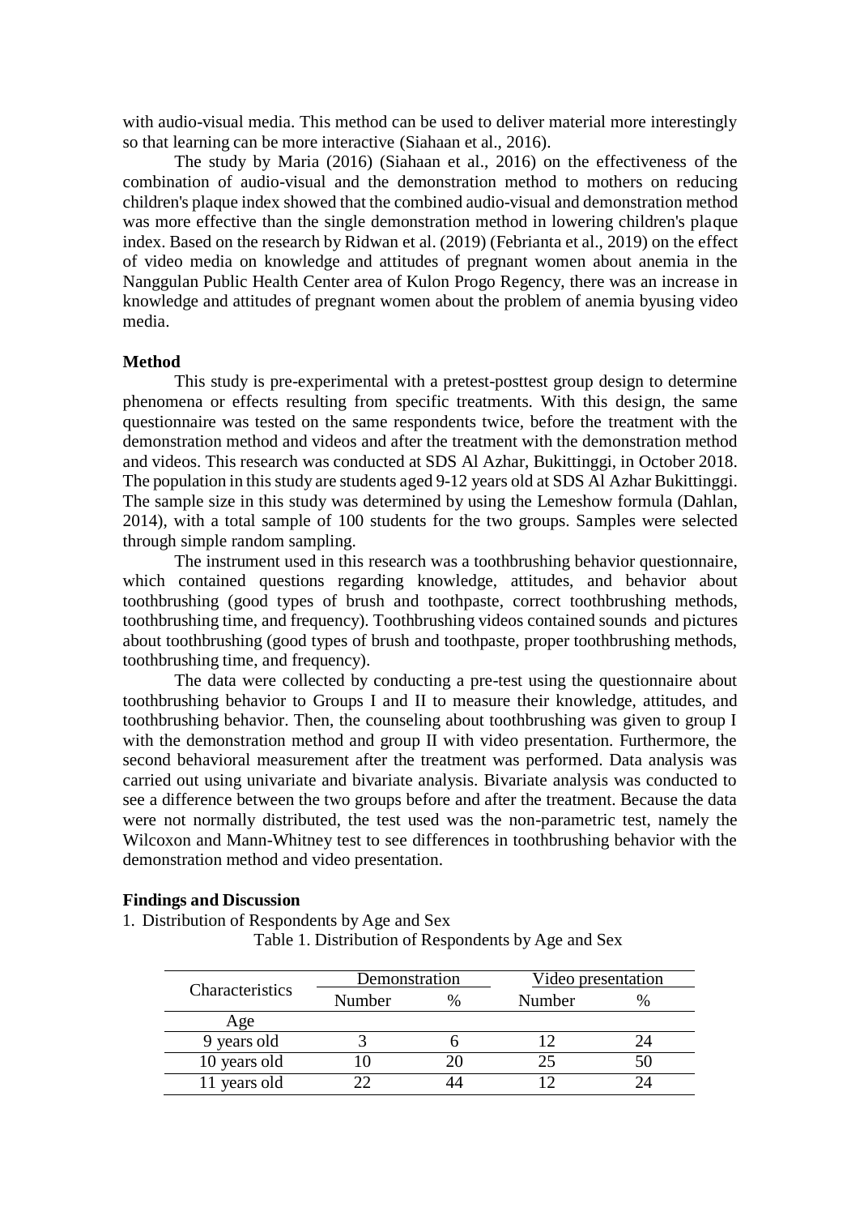with audio-visual media. This method can be used to deliver material more interestingly so that learning can be more interactive (Siahaan et al., 2016).

The study by Maria (2016) (Siahaan et al., 2016) on the effectiveness of the combination of audio-visual and the demonstration method to mothers on reducing children's plaque index showed that the combined audio-visual and demonstration method was more effective than the single demonstration method in lowering children's plaque index. Based on the research by Ridwan et al. (2019) (Febrianta et al., 2019) on the effect of video media on knowledge and attitudes of pregnant women about anemia in the Nanggulan Public Health Center area of Kulon Progo Regency, there was an increase in knowledge and attitudes of pregnant women about the problem of anemia byusing video media.

**Method**

This study is pre-experimental with a pretest-posttest group design to determine phenomena or effects resulting from specific treatments. With this design, the same questionnaire was tested on the same respondents twice, before the treatment with the demonstration method and videos and after the treatment with the demonstration method and videos. This research was conducted at SDS Al Azhar, Bukittinggi, in October 2018. The population in this study are students aged 9-12 years old at SDS Al Azhar Bukittinggi. The sample size in this study was determined by using the Lemeshow formula (Dahlan, 2014), with a total sample of 100 students for the two groups. Samples were selected through simple random sampling.

The instrument used in this research was a toothbrushing behavior questionnaire, which contained questions regarding knowledge, attitudes, and behavior about toothbrushing (good types of brush and toothpaste, correct toothbrushing methods, toothbrushing time, and frequency). Toothbrushing videos contained sounds and pictures about toothbrushing (good types of brush and toothpaste, proper toothbrushing methods, toothbrushing time, and frequency).

The data were collected by conducting a pre-test using the questionnaire about toothbrushing behavior to Groups I and II to measure their knowledge, attitudes, and toothbrushing behavior. Then, the counseling about toothbrushing was given to group I with the demonstration method and group II with video presentation. Furthermore, the second behavioral measurement after the treatment was performed. Data analysis was carried out using univariate and bivariate analysis. Bivariate analysis was conducted to see a difference between the two groups before and after the treatment. Because the data were not normally distributed, the test used was the non-parametric test, namely the Wilcoxon and Mann-Whitney test to see differences in toothbrushing behavior with the demonstration method and video presentation.

**Findings and Discussion**

1. Distribution of Respondents by Age and Sex

Table 1. Distribution of Respondents by Age and Sex

| Characteristics | Demonstration | | Video presentation | |
|---|---|---|---|---|
| | Number | % | Number | % |
| Age | | | | |
| 9 years old | 3 | 6 | 12 | 24 |
| 10 years old | 10 | 20 | 25 | 50 |
| 11 years old | 22 | 44 | 12 | 24 |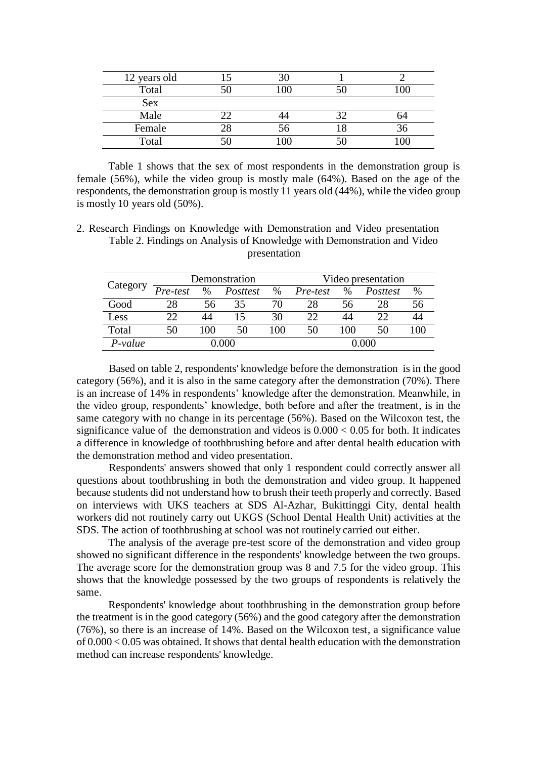| 12 years old | 15 | 30 | 1 | 2 |
|---|---|---|---|---|
| Total | 50 | 100 | 50 | 100 |
| Sex | | | | |
| Male | 22 | 44 | 32 | 64 |
| Female | 28 | 56 | 18 | 36 |
| Total | 50 | 100 | 50 | 100 |

Table 1 shows that the sex of most respondents in the demonstration group is female (56%), while the video group is mostly male (64%). Based on the age of the respondents, the demonstration group is mostly 11 years old (44%), while the video group is mostly 10 years old (50%).

2. Research Findings on Knowledge with Demonstration and Video presentation

Table 2. Findings on Analysis of Knowledge with Demonstration and Video presentation

| Category | Demonstration | | | | Video presentation | | | |
|---|---|---|---|---|---|---|---|---|
| | *Pre-test* | % | *Posttest* | % | *Pre-test* | % | *Posttest* | % |
| Good | 28 | 56 | 35 | 70 | 28 | 56 | 28 | 56 |
| Less | 22 | 44 | 15 | 30 | 22 | 44 | 22 | 44 |
| Total | 50 | 100 | 50 | 100 | 50 | 100 | 50 | 100 |
| *P-value* | 0.000 | | | | 0.000 | | | |

Based on table 2, respondents' knowledge before the demonstration is in the good category (56%), and it is also in the same category after the demonstration (70%). There is an increase of 14% in respondents' knowledge after the demonstration. Meanwhile, in the video group, respondents' knowledge, both before and after the treatment, is in the same category with no change in its percentage (56%). Based on the Wilcoxon test, the significance value of the demonstration and videos is $0.000 < 0.05$ for both. It indicates a difference in knowledge of toothbrushing before and after dental health education with the demonstration method and video presentation.

Respondents' answers showed that only 1 respondent could correctly answer all questions about toothbrushing in both the demonstration and video group. It happened because students did not understand how to brush their teeth properly and correctly. Based on interviews with UKS teachers at SDS Al-Azhar, Bukittinggi City, dental health workers did not routinely carry out UKGS (School Dental Health Unit) activities at the SDS. The action of toothbrushing at school was not routinely carried out either.

The analysis of the average pre-test score of the demonstration and video group showed no significant difference in the respondents' knowledge between the two groups. The average score for the demonstration group was 8 and 7.5 for the video group. This shows that the knowledge possessed by the two groups of respondents is relatively the same.

Respondents' knowledge about toothbrushing in the demonstration group before the treatment is in the good category (56%) and the good category after the demonstration (76%), so there is an increase of 14%. Based on the Wilcoxon test, a significance value of $0.000 < 0.05$ was obtained. It shows that dental health education with the demonstration method can increase respondents' knowledge.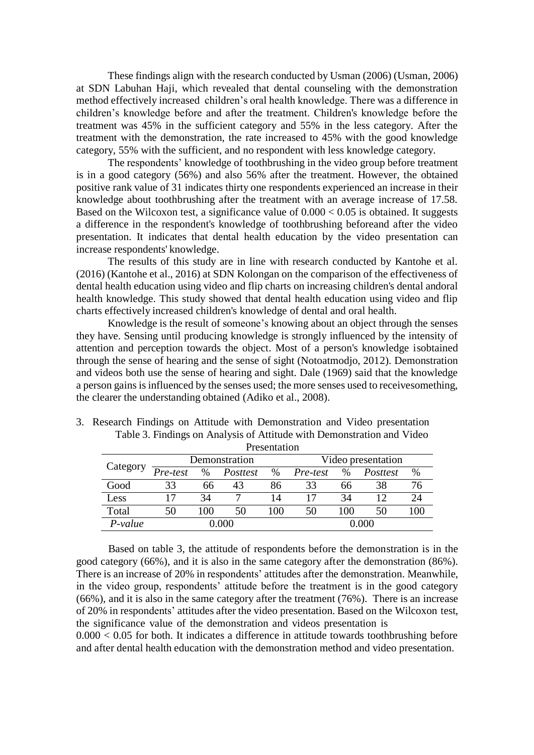These findings align with the research conducted by Usman (2006) (Usman, 2006) at SDN Labuhan Haji, which revealed that dental counseling with the demonstration method effectively increased children's oral health knowledge. There was a difference in children's knowledge before and after the treatment. Children's knowledge before the treatment was 45% in the sufficient category and 55% in the less category. After the treatment with the demonstration, the rate increased to 45% with the good knowledge category, 55% with the sufficient, and no respondent with less knowledge category.

The respondents' knowledge of toothbrushing in the video group before treatment is in a good category (56%) and also 56% after the treatment. However, the obtained positive rank value of 31 indicates thirty one respondents experienced an increase in their knowledge about toothbrushing after the treatment with an average increase of 17.58. Based on the Wilcoxon test, a significance value of $0.000 < 0.05$ is obtained. It suggests a difference in the respondent's knowledge of toothbrushing beforeand after the video presentation. It indicates that dental health education by the video presentation can increase respondents' knowledge.

The results of this study are in line with research conducted by Kantohe et al. (2016) (Kantohe et al., 2016) at SDN Kolongan on the comparison of the effectiveness of dental health education using video and flip charts on increasing children's dental andoral health knowledge. This study showed that dental health education using video and flip charts effectively increased children's knowledge of dental and oral health.

Knowledge is the result of someone's knowing about an object through the senses they have. Sensing until producing knowledge is strongly influenced by the intensity of attention and perception towards the object. Most of a person's knowledge isobtained through the sense of hearing and the sense of sight (Notoatmodjo, 2012). Demonstration and videos both use the sense of hearing and sight. Dale (1969) said that the knowledge a person gains is influenced by the senses used; the more senses used to receivesomething, the clearer the understanding obtained (Adiko et al., 2008).

3. Research Findings on Attitude with Demonstration and Video presentation

Table 3. Findings on Analysis of Attitude with Demonstration and Video Presentation

| Category | Demonstration | | | | Video presentation | | | |
|---|---|---|---|---|---|---|---|---|
| | *Pre-test* | % | *Posttest* | % | *Pre-test* | % | *Posttest* | % |
| Good | 33 | 66 | 43 | 86 | 33 | 66 | 38 | 76 |
| Less | 17 | 34 | 7 | 14 | 17 | 34 | 12 | 24 |
| Total | 50 | 100 | 50 | 100 | 50 | 100 | 50 | 100 |
| *P-value* | 0.000 | | | | 0.000 | | | |

Based on table 3, the attitude of respondents before the demonstration is in the good category (66%), and it is also in the same category after the demonstration (86%). There is an increase of 20% in respondents' attitudes after the demonstration. Meanwhile, in the video group, respondents' attitude before the treatment is in the good category (66%), and it is also in the same category after the treatment (76%). There is an increase of 20% in respondents' attitudes after the video presentation. Based on the Wilcoxon test, the significance value of the demonstration and videos presentation is $0.000 < 0.05$ for both. It indicates a difference in attitude towards toothbrushing before and after dental health education with the demonstration method and video presentation.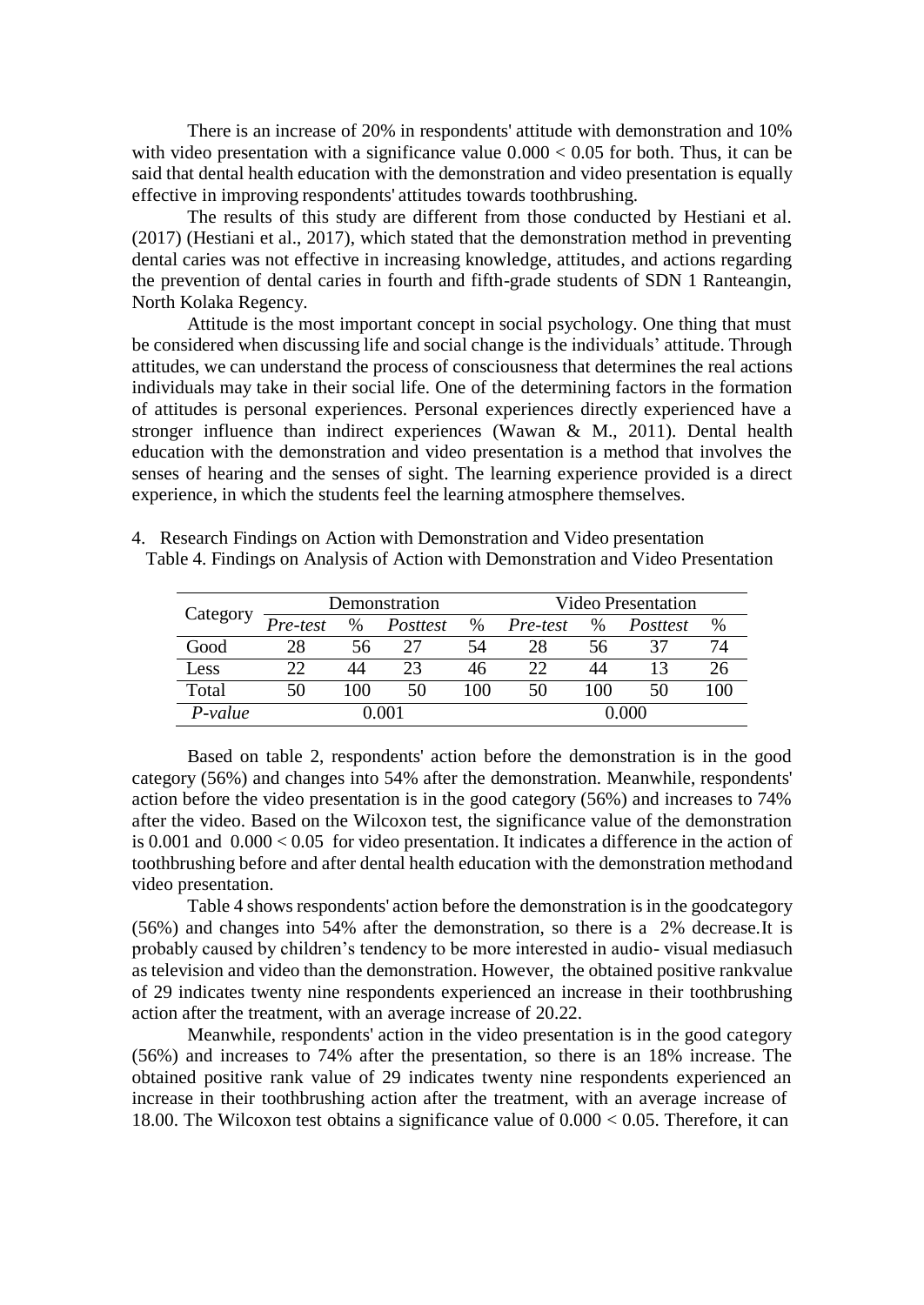There is an increase of 20% in respondents' attitude with demonstration and 10% with video presentation with a significance value $0.000 < 0.05$ for both. Thus, it can be said that dental health education with the demonstration and video presentation is equally effective in improving respondents' attitudes towards toothbrushing.

The results of this study are different from those conducted by Hestiani et al. (2017) (Hestiani et al., 2017), which stated that the demonstration method in preventing dental caries was not effective in increasing knowledge, attitudes, and actions regarding the prevention of dental caries in fourth and fifth-grade students of SDN 1 Ranteangin, North Kolaka Regency.

Attitude is the most important concept in social psychology. One thing that must be considered when discussing life and social change is the individuals' attitude. Through attitudes, we can understand the process of consciousness that determines the real actions individuals may take in their social life. One of the determining factors in the formation of attitudes is personal experiences. Personal experiences directly experienced have a stronger influence than indirect experiences (Wawan & M., 2011). Dental health education with the demonstration and video presentation is a method that involves the senses of hearing and the senses of sight. The learning experience provided is a direct experience, in which the students feel the learning atmosphere themselves.

4. Research Findings on Action with Demonstration and Video presentation

Table 4. Findings on Analysis of Action with Demonstration and Video Presentation

| Category | Demonstration | | | | Video Presentation | | | |
|---|---|---|---|---|---|---|---|---|
| | *Pre-test* | % | *Posttest* | % | *Pre-test* | % | *Posttest* | % |
| Good | 28 | 56 | 27 | 54 | 28 | 56 | 37 | 74 |
| Less | 22 | 44 | 23 | 46 | 22 | 44 | 13 | 26 |
| Total | 50 | 100 | 50 | 100 | 50 | 100 | 50 | 100 |
| *P-value* | 0.001 | | | | 0.000 | | | |

Based on table 2, respondents' action before the demonstration is in the good category (56%) and changes into 54% after the demonstration. Meanwhile, respondents' action before the video presentation is in the good category (56%) and increases to 74% after the video. Based on the Wilcoxon test, the significance value of the demonstration is 0.001 and $0.000 < 0.05$ for video presentation. It indicates a difference in the action of toothbrushing before and after dental health education with the demonstration methodand video presentation.

Table 4 shows respondents' action before the demonstration is in the goodcategory (56%) and changes into 54% after the demonstration, so there is a 2% decrease.It is probably caused by children's tendency to be more interested in audio- visual mediasuch as television and video than the demonstration. However, the obtained positive rankvalue of 29 indicates twenty nine respondents experienced an increase in their toothbrushing action after the treatment, with an average increase of 20.22.

Meanwhile, respondents' action in the video presentation is in the good category (56%) and increases to 74% after the presentation, so there is an 18% increase. The obtained positive rank value of 29 indicates twenty nine respondents experienced an increase in their toothbrushing action after the treatment, with an average increase of 18.00. The Wilcoxon test obtains a significance value of $0.000 < 0.05$. Therefore, it can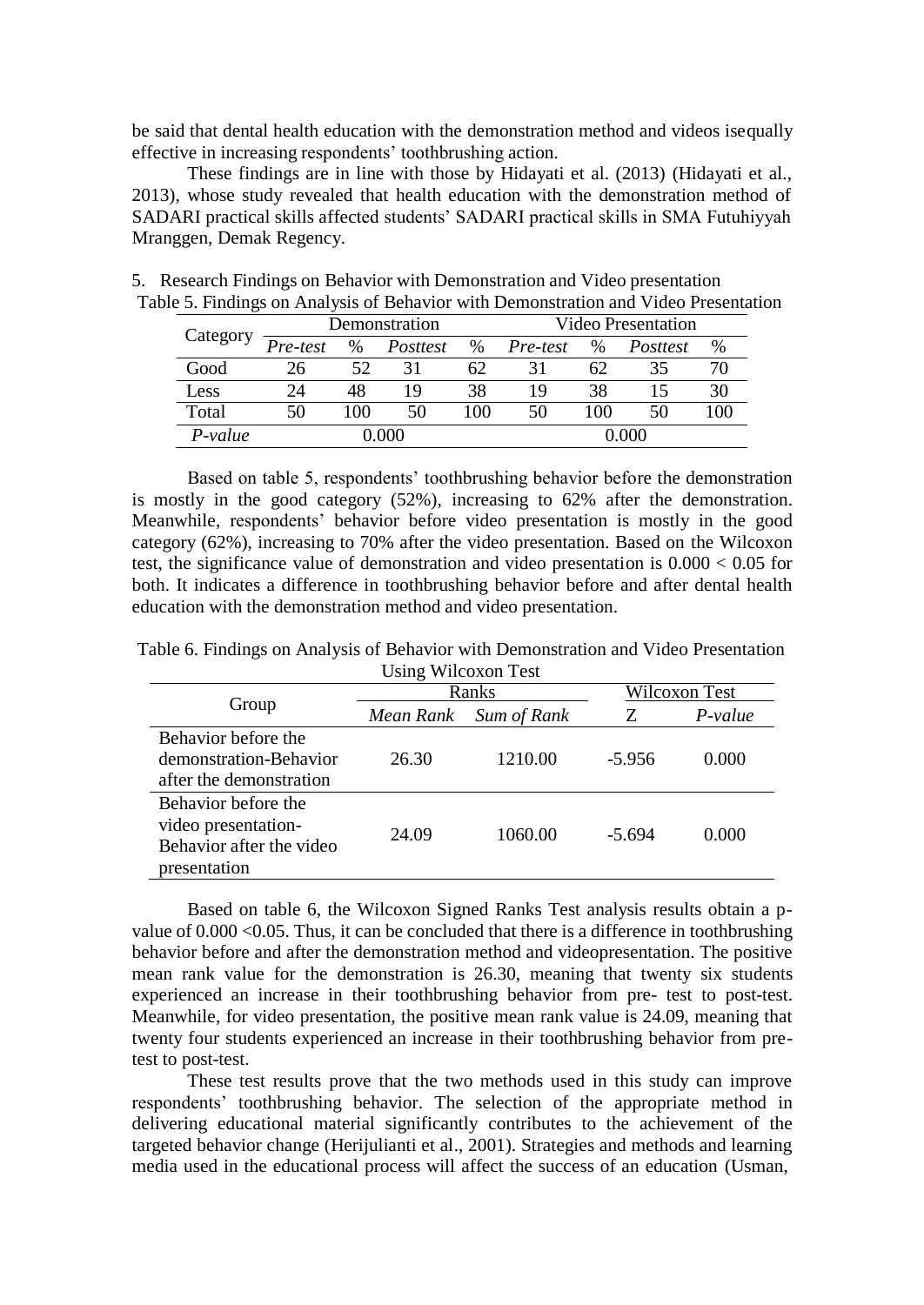be said that dental health education with the demonstration method and videos isequally effective in increasing respondents' toothbrushing action.

These findings are in line with those by Hidayati et al. (2013) (Hidayati et al., 2013), whose study revealed that health education with the demonstration method of SADARI practical skills affected students' SADARI practical skills in SMA Futuhiyyah Mranggen, Demak Regency.

5. Research Findings on Behavior with Demonstration and Video presentation

Table 5. Findings on Analysis of Behavior with Demonstration and Video Presentation

| Category | Demonstration | | | | Video Presentation | | | |
|---|---|---|---|---|---|---|---|---|
| | *Pre-test* | % | *Posttest* | % | *Pre-test* | % | *Posttest* | % |
| Good | 26 | 52 | 31 | 62 | 31 | 62 | 35 | 70 |
| Less | 24 | 48 | 19 | 38 | 19 | 38 | 15 | 30 |
| Total | 50 | 100 | 50 | 100 | 50 | 100 | 50 | 100 |
| *P-value* | 0.000 | | | | 0.000 | | | |

Based on table 5, respondents' toothbrushing behavior before the demonstration is mostly in the good category (52%), increasing to 62% after the demonstration. Meanwhile, respondents' behavior before video presentation is mostly in the good category (62%), increasing to 70% after the video presentation. Based on the Wilcoxon test, the significance value of demonstration and video presentation is $0.000 < 0.05$ for both. It indicates a difference in toothbrushing behavior before and after dental health education with the demonstration method and video presentation.

Table 6. Findings on Analysis of Behavior with Demonstration and Video Presentation Using Wilcoxon Test

| Group | Ranks | | Wilcoxon Test | |
|---|---|---|---|---|
| | *Mean Rank* | *Sum of Rank* | Z | *P-value* |
| Behavior before the demonstration-Behavior after the demonstration | 26.30 | 1210.00 | -5.956 | 0.000 |
| Behavior before the video presentation-Behavior after the video presentation | 24.09 | 1060.00 | -5.694 | 0.000 |

Based on table 6, the Wilcoxon Signed Ranks Test analysis results obtain a p-value of $0.000 < 0.05$. Thus, it can be concluded that there is a difference in toothbrushing behavior before and after the demonstration method and videopresentation. The positive mean rank value for the demonstration is 26.30, meaning that twenty six students experienced an increase in their toothbrushing behavior from pre- test to post-test. Meanwhile, for video presentation, the positive mean rank value is 24.09, meaning that twenty four students experienced an increase in their toothbrushing behavior from pre-test to post-test.

These test results prove that the two methods used in this study can improve respondents' toothbrushing behavior. The selection of the appropriate method in delivering educational material significantly contributes to the achievement of the targeted behavior change (Herijulianti et al., 2001). Strategies and methods and learning media used in the educational process will affect the success of an education (Usman,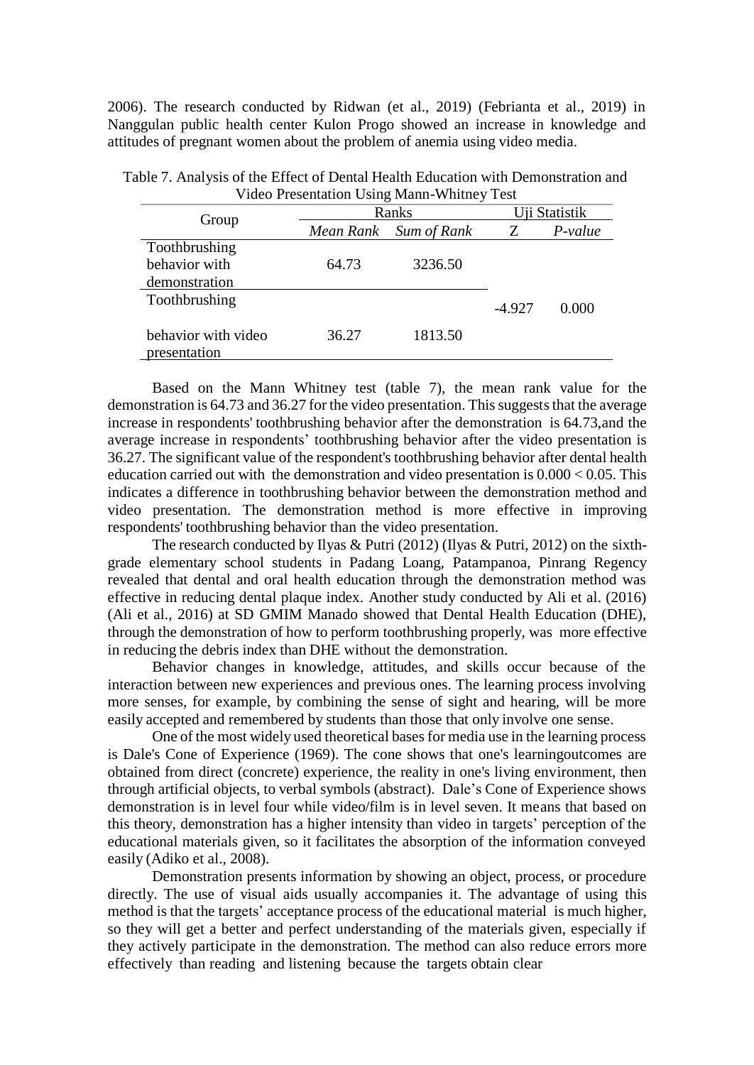2006). The research conducted by Ridwan (et al., 2019) (Febrianta et al., 2019) in Nanggulan public health center Kulon Progo showed an increase in knowledge and attitudes of pregnant women about the problem of anemia using video media.

Table 7. Analysis of the Effect of Dental Health Education with Demonstration and Video Presentation Using Mann-Whitney Test

| Group | Ranks | | Uji Statistik | |
|---|---|---|---|---|
| | *Mean Rank* | *Sum of Rank* | Z | *P-value* |
| Toothbrushing behavior with demonstration | 64.73 | 3236.50 | -4.927 | 0.000 |
| Toothbrushing behavior with video presentation | 36.27 | 1813.50 | | |

Based on the Mann Whitney test (table 7), the mean rank value for the demonstration is 64.73 and 36.27 for the video presentation. This suggests that the average increase in respondents' toothbrushing behavior after the demonstration is 64.73,and the average increase in respondents' toothbrushing behavior after the video presentation is 36.27. The significant value of the respondent's toothbrushing behavior after dental health education carried out with the demonstration and video presentation is $0.000 < 0.05$. This indicates a difference in toothbrushing behavior between the demonstration method and video presentation. The demonstration method is more effective in improving respondents' toothbrushing behavior than the video presentation.

The research conducted by Ilyas & Putri (2012) (Ilyas & Putri, 2012) on the sixth-grade elementary school students in Padang Loang, Patampanoa, Pinrang Regency revealed that dental and oral health education through the demonstration method was effective in reducing dental plaque index. Another study conducted by Ali et al. (2016) (Ali et al., 2016) at SD GMIM Manado showed that Dental Health Education (DHE), through the demonstration of how to perform toothbrushing properly, was more effective in reducing the debris index than DHE without the demonstration.

Behavior changes in knowledge, attitudes, and skills occur because of the interaction between new experiences and previous ones. The learning process involving more senses, for example, by combining the sense of sight and hearing, will be more easily accepted and remembered by students than those that only involve one sense.

One of the most widely used theoretical bases for media use in the learning process is Dale's Cone of Experience (1969). The cone shows that one's learningoutcomes are obtained from direct (concrete) experience, the reality in one's living environment, then through artificial objects, to verbal symbols (abstract). Dale's Cone of Experience shows demonstration is in level four while video/film is in level seven. It means that based on this theory, demonstration has a higher intensity than video in targets' perception of the educational materials given, so it facilitates the absorption of the information conveyed easily (Adiko et al., 2008).

Demonstration presents information by showing an object, process, or procedure directly. The use of visual aids usually accompanies it. The advantage of using this method is that the targets' acceptance process of the educational material is much higher, so they will get a better and perfect understanding of the materials given, especially if they actively participate in the demonstration. The method can also reduce errors more effectively than reading and listening because the targets obtain clear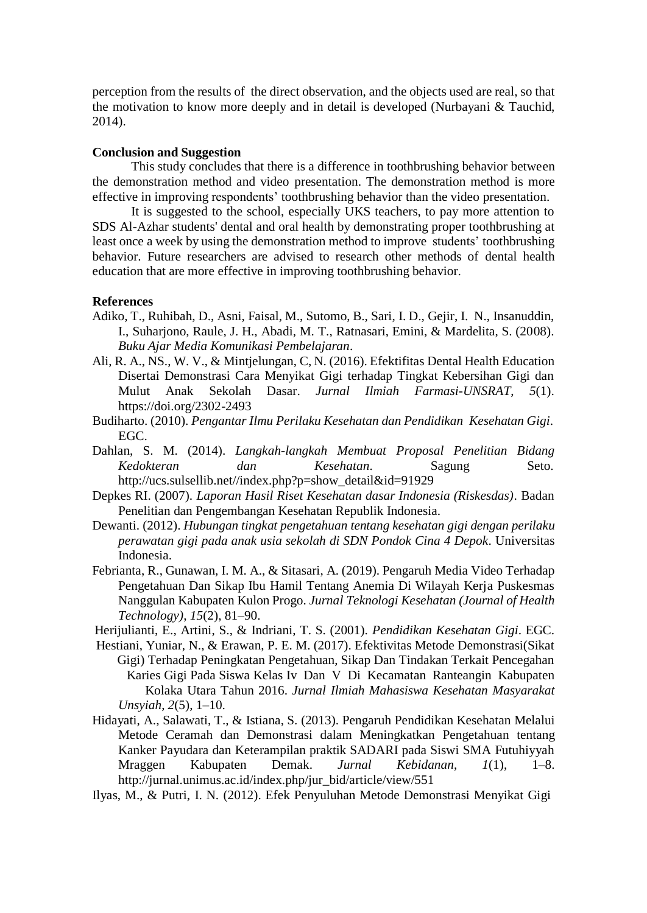perception from the results of the direct observation, and the objects used are real, so that the motivation to know more deeply and in detail is developed (Nurbayani & Tauchid, 2014).

**Conclusion and Suggestion**

This study concludes that there is a difference in toothbrushing behavior between the demonstration method and video presentation. The demonstration method is more effective in improving respondents' toothbrushing behavior than the video presentation.

It is suggested to the school, especially UKS teachers, to pay more attention to SDS Al-Azhar students' dental and oral health by demonstrating proper toothbrushing at least once a week by using the demonstration method to improve students' toothbrushing behavior. Future researchers are advised to research other methods of dental health education that are more effective in improving toothbrushing behavior.

**References**

Adiko, T., Ruhibah, D., Asni, Faisal, M., Sutomo, B., Sari, I. D., Gejir, I. N., Insanuddin, I., Suharjono, Raule, J. H., Abadi, M. T., Ratnasari, Emini, & Mardelita, S. (2008). *Buku Ajar Media Komunikasi Pembelajaran*.

Ali, R. A., NS., W. V., & Mintjelungan, C, N. (2016). Efektifitas Dental Health Education Disertai Demonstrasi Cara Menyikat Gigi terhadap Tingkat Kebersihan Gigi dan Mulut Anak Sekolah Dasar. *Jurnal Ilmiah Farmasi-UNSRAT*, *5*(1). https://doi.org/2302-2493

Budiharto. (2010). *Pengantar Ilmu Perilaku Kesehatan dan Pendidikan Kesehatan Gigi*. EGC.

Dahlan, S. M. (2014). *Langkah-langkah Membuat Proposal Penelitian Bidang Kedokteran dan Kesehatan*. Sagung Seto. http://ucs.sulsellib.net//index.php?p=show_detail&id=91929

Depkes RI. (2007). *Laporan Hasil Riset Kesehatan dasar Indonesia (Riskesdas)*. Badan Penelitian dan Pengembangan Kesehatan Republik Indonesia.

Dewanti. (2012). *Hubungan tingkat pengetahuan tentang kesehatan gigi dengan perilaku perawatan gigi pada anak usia sekolah di SDN Pondok Cina 4 Depok*. Universitas Indonesia.

Febrianta, R., Gunawan, I. M. A., & Sitasari, A. (2019). Pengaruh Media Video Terhadap Pengetahuan Dan Sikap Ibu Hamil Tentang Anemia Di Wilayah Kerja Puskesmas Nanggulan Kabupaten Kulon Progo. *Jurnal Teknologi Kesehatan (Journal of Health Technology)*, *15*(2), 81–90.

Herijulianti, E., Artini, S., & Indriani, T. S. (2001). *Pendidikan Kesehatan Gigi*. EGC.

Hestiani, Yuniar, N., & Erawan, P. E. M. (2017). Efektivitas Metode Demonstrasi(Sikat Gigi) Terhadap Peningkatan Pengetahuan, Sikap Dan Tindakan Terkait Pencegahan Karies Gigi Pada Siswa Kelas Iv Dan V Di Kecamatan Ranteangin Kabupaten Kolaka Utara Tahun 2016. *Jurnal Ilmiah Mahasiswa Kesehatan Masyarakat Unsyiah*, *2*(5), 1–10.

Hidayati, A., Salawati, T., & Istiana, S. (2013). Pengaruh Pendidikan Kesehatan Melalui Metode Ceramah dan Demonstrasi dalam Meningkatkan Pengetahuan tentang Kanker Payudara dan Keterampilan praktik SADARI pada Siswi SMA Futuhiyyah Mraggen Kabupaten Demak. *Jurnal Kebidanan*, *1*(1), 1–8. http://jurnal.unimus.ac.id/index.php/jur_bid/article/view/551

Ilyas, M., & Putri, I. N. (2012). Efek Penyuluhan Metode Demonstrasi Menyikat Gigi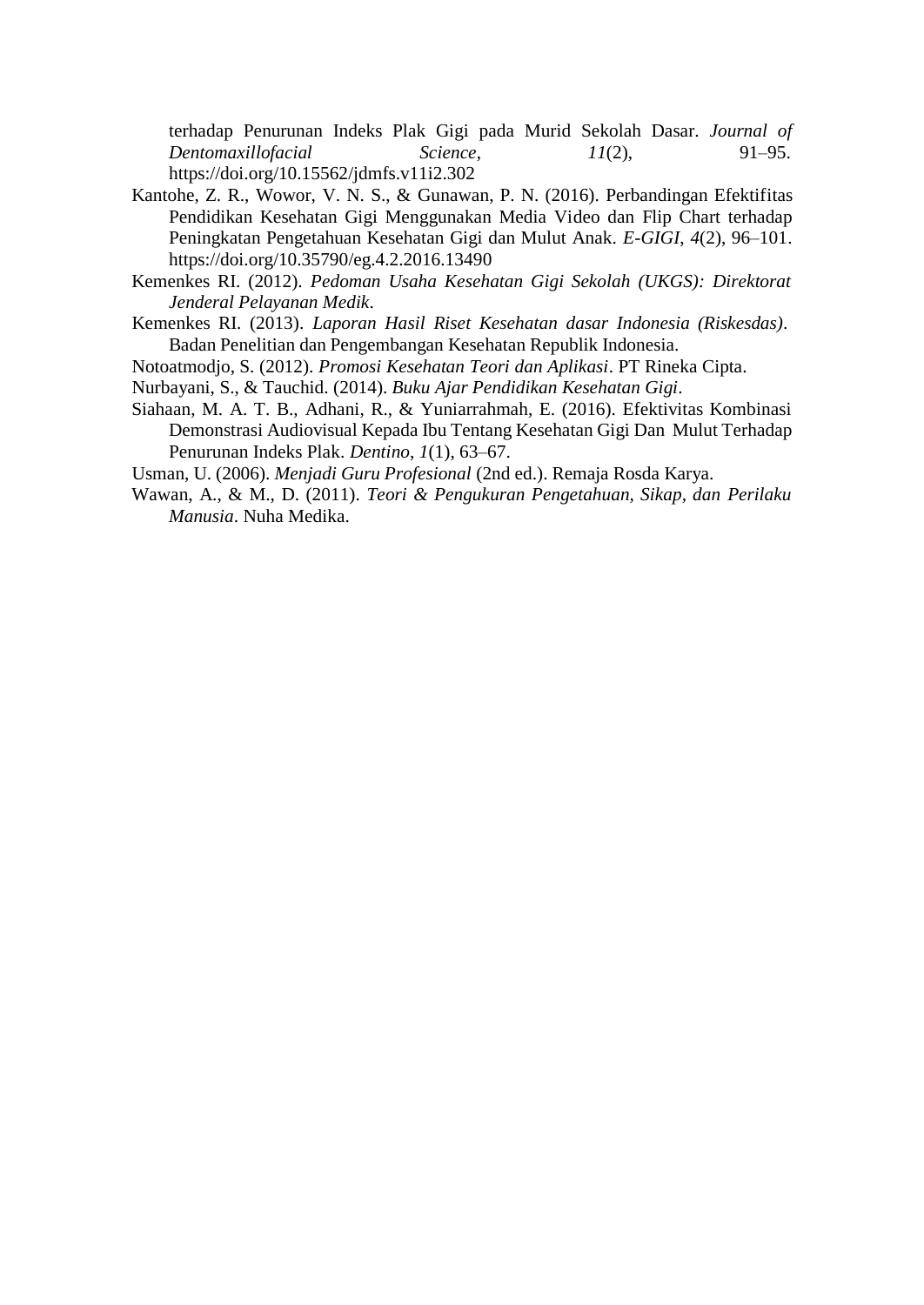terhadap Penurunan Indeks Plak Gigi pada Murid Sekolah Dasar. *Journal of Dentomaxillofacial Science*, *11*(2), 91–95. https://doi.org/10.15562/jdmfs.v11i2.302

Kantohe, Z. R., Wowor, V. N. S., & Gunawan, P. N. (2016). Perbandingan Efektifitas Pendidikan Kesehatan Gigi Menggunakan Media Video dan Flip Chart terhadap Peningkatan Pengetahuan Kesehatan Gigi dan Mulut Anak. *E-GIGI*, *4*(2), 96–101. https://doi.org/10.35790/eg.4.2.2016.13490

Kemenkes RI. (2012). *Pedoman Usaha Kesehatan Gigi Sekolah (UKGS): Direktorat Jenderal Pelayanan Medik*.

Kemenkes RI. (2013). *Laporan Hasil Riset Kesehatan dasar Indonesia (Riskesdas)*. Badan Penelitian dan Pengembangan Kesehatan Republik Indonesia.

Notoatmodjo, S. (2012). *Promosi Kesehatan Teori dan Aplikasi*. PT Rineka Cipta.

Nurbayani, S., & Tauchid. (2014). *Buku Ajar Pendidikan Kesehatan Gigi*.

Siahaan, M. A. T. B., Adhani, R., & Yuniarrahmah, E. (2016). Efektivitas Kombinasi Demonstrasi Audiovisual Kepada Ibu Tentang Kesehatan Gigi Dan Mulut Terhadap Penurunan Indeks Plak. *Dentino*, *1*(1), 63–67.

Usman, U. (2006). *Menjadi Guru Profesional* (2nd ed.). Remaja Rosda Karya.

Wawan, A., & M., D. (2011). *Teori & Pengukuran Pengetahuan, Sikap, dan Perilaku Manusia*. Nuha Medika.